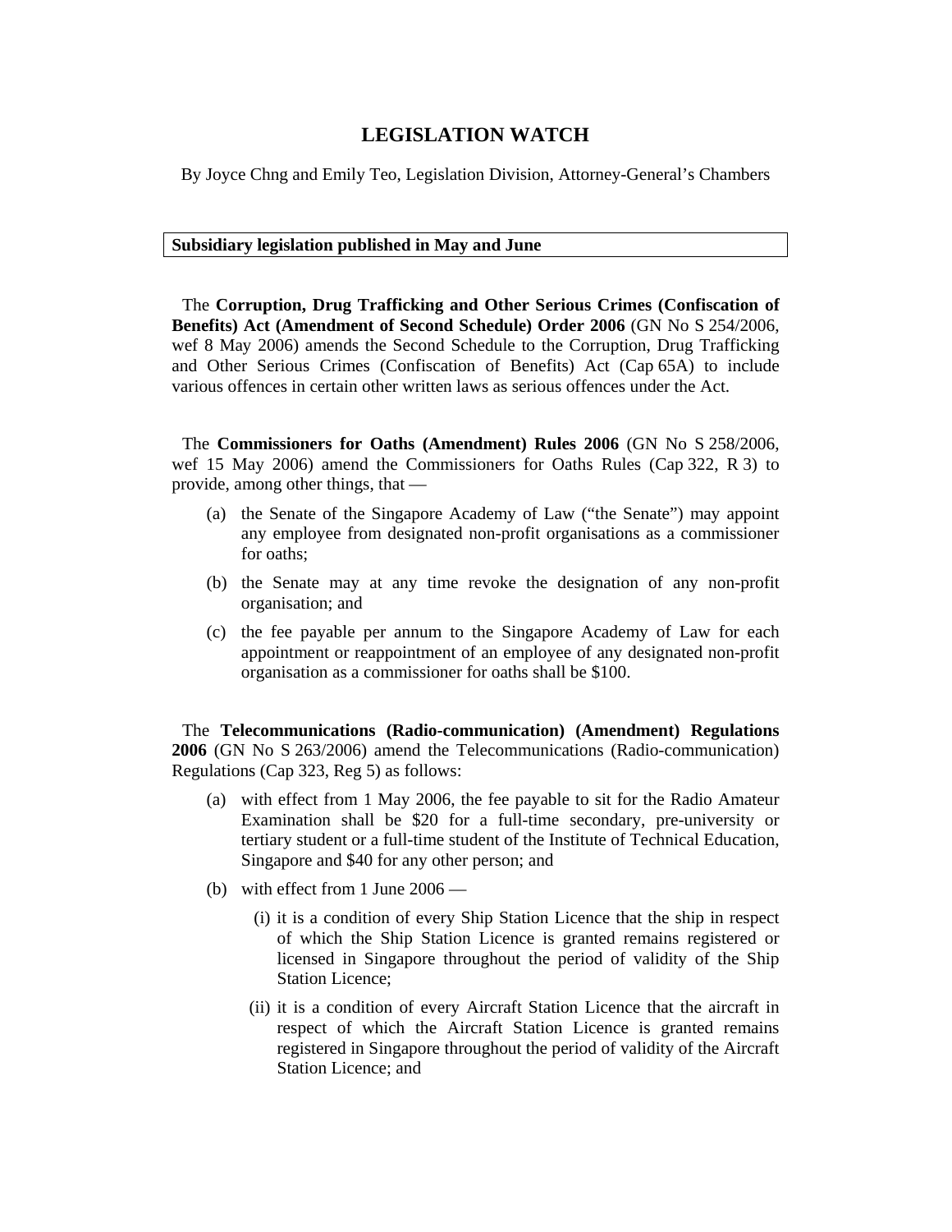# LEGISLATION WATCH

By Joyce Chng and Emily Teo, Legislation Division, Attorney-General's Chambers

**Subsidiary legislation published in May and June**

The **Corruption, Drug Trafficking and Other Serious Crimes (Confiscation of Benefits) Act (Amendment of Second Schedule) Order 2006** (GN No S 254/2006, wef 8 May 2006) amends the Second Schedule to the Corruption, Drug Trafficking and Other Serious Crimes (Confiscation of Benefits) Act (Cap 65A) to include various offences in certain other written laws as serious offences under the Act.

The **Commissioners for Oaths (Amendment) Rules 2006** (GN No S 258/2006, wef 15 May 2006) amend the Commissioners for Oaths Rules (Cap 322, R 3) to provide, among other things, that —

(a) the Senate of the Singapore Academy of Law ("the Senate") may appoint any employee from designated non-profit organisations as a commissioner for oaths;

(b) the Senate may at any time revoke the designation of any non-profit organisation; and

(c) the fee payable per annum to the Singapore Academy of Law for each appointment or reappointment of an employee of any designated non-profit organisation as a commissioner for oaths shall be $100.

The **Telecommunications (Radio-communication) (Amendment) Regulations 2006** (GN No S 263/2006) amend the Telecommunications (Radio-communication) Regulations (Cap 323, Reg 5) as follows:

(a) with effect from 1 May 2006, the fee payable to sit for the Radio Amateur Examination shall be $20 for a full-time secondary, pre-university or tertiary student or a full-time student of the Institute of Technical Education, Singapore and $40 for any other person; and

(b) with effect from 1 June 2006 —

   (i) it is a condition of every Ship Station Licence that the ship in respect of which the Ship Station Licence is granted remains registered or licensed in Singapore throughout the period of validity of the Ship Station Licence;

   (ii) it is a condition of every Aircraft Station Licence that the aircraft in respect of which the Aircraft Station Licence is granted remains registered in Singapore throughout the period of validity of the Aircraft Station Licence; and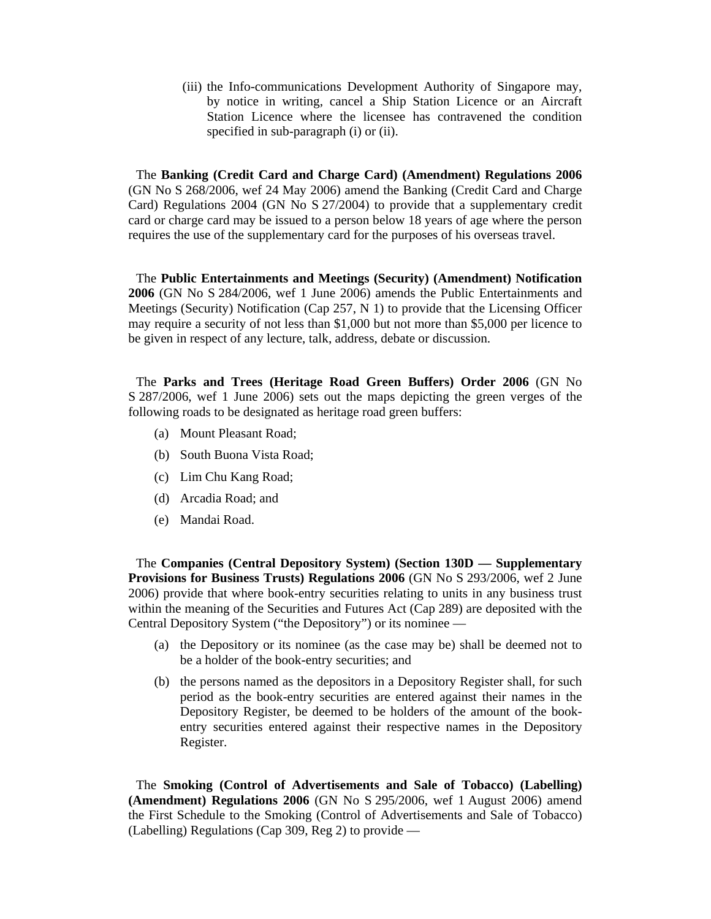(iii) the Info-communications Development Authority of Singapore may, by notice in writing, cancel a Ship Station Licence or an Aircraft Station Licence where the licensee has contravened the condition specified in sub-paragraph (i) or (ii).

The **Banking (Credit Card and Charge Card) (Amendment) Regulations 2006** (GN No S 268/2006, wef 24 May 2006) amend the Banking (Credit Card and Charge Card) Regulations 2004 (GN No S 27/2004) to provide that a supplementary credit card or charge card may be issued to a person below 18 years of age where the person requires the use of the supplementary card for the purposes of his overseas travel.

The **Public Entertainments and Meetings (Security) (Amendment) Notification 2006** (GN No S 284/2006, wef 1 June 2006) amends the Public Entertainments and Meetings (Security) Notification (Cap 257, N 1) to provide that the Licensing Officer may require a security of not less than $1,000 but not more than $5,000 per licence to be given in respect of any lecture, talk, address, debate or discussion.

The **Parks and Trees (Heritage Road Green Buffers) Order 2006** (GN No S 287/2006, wef 1 June 2006) sets out the maps depicting the green verges of the following roads to be designated as heritage road green buffers:

(a) Mount Pleasant Road;

(b) South Buona Vista Road;

(c) Lim Chu Kang Road;

(d) Arcadia Road; and

(e) Mandai Road.

The **Companies (Central Depository System) (Section 130D — Supplementary Provisions for Business Trusts) Regulations 2006** (GN No S 293/2006, wef 2 June 2006) provide that where book-entry securities relating to units in any business trust within the meaning of the Securities and Futures Act (Cap 289) are deposited with the Central Depository System ("the Depository") or its nominee —

(a) the Depository or its nominee (as the case may be) shall be deemed not to be a holder of the book-entry securities; and

(b) the persons named as the depositors in a Depository Register shall, for such period as the book-entry securities are entered against their names in the Depository Register, be deemed to be holders of the amount of the book-entry securities entered against their respective names in the Depository Register.

The **Smoking (Control of Advertisements and Sale of Tobacco) (Labelling) (Amendment) Regulations 2006** (GN No S 295/2006, wef 1 August 2006) amend the First Schedule to the Smoking (Control of Advertisements and Sale of Tobacco) (Labelling) Regulations (Cap 309, Reg 2) to provide —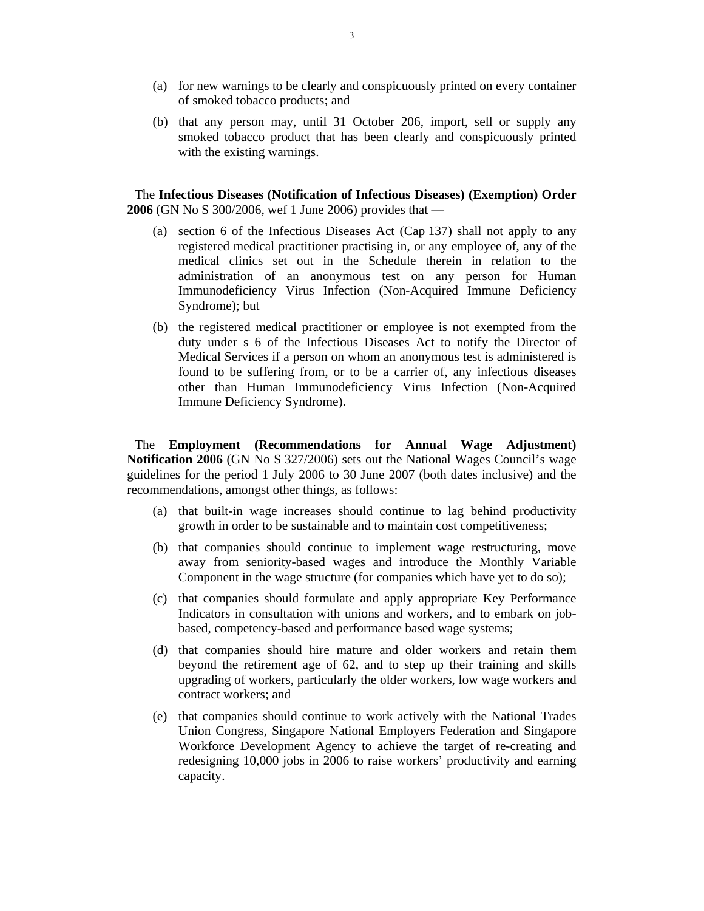(a) for new warnings to be clearly and conspicuously printed on every container of smoked tobacco products; and

(b) that any person may, until 31 October 206, import, sell or supply any smoked tobacco product that has been clearly and conspicuously printed with the existing warnings.

The **Infectious Diseases (Notification of Infectious Diseases) (Exemption) Order 2006** (GN No S 300/2006, wef 1 June 2006) provides that —

(a) section 6 of the Infectious Diseases Act (Cap 137) shall not apply to any registered medical practitioner practising in, or any employee of, any of the medical clinics set out in the Schedule therein in relation to the administration of an anonymous test on any person for Human Immunodeficiency Virus Infection (Non-Acquired Immune Deficiency Syndrome); but

(b) the registered medical practitioner or employee is not exempted from the duty under s 6 of the Infectious Diseases Act to notify the Director of Medical Services if a person on whom an anonymous test is administered is found to be suffering from, or to be a carrier of, any infectious diseases other than Human Immunodeficiency Virus Infection (Non-Acquired Immune Deficiency Syndrome).

The **Employment (Recommendations for Annual Wage Adjustment) Notification 2006** (GN No S 327/2006) sets out the National Wages Council's wage guidelines for the period 1 July 2006 to 30 June 2007 (both dates inclusive) and the recommendations, amongst other things, as follows:

(a) that built-in wage increases should continue to lag behind productivity growth in order to be sustainable and to maintain cost competitiveness;

(b) that companies should continue to implement wage restructuring, move away from seniority-based wages and introduce the Monthly Variable Component in the wage structure (for companies which have yet to do so);

(c) that companies should formulate and apply appropriate Key Performance Indicators in consultation with unions and workers, and to embark on job-based, competency-based and performance based wage systems;

(d) that companies should hire mature and older workers and retain them beyond the retirement age of 62, and to step up their training and skills upgrading of workers, particularly the older workers, low wage workers and contract workers; and

(e) that companies should continue to work actively with the National Trades Union Congress, Singapore National Employers Federation and Singapore Workforce Development Agency to achieve the target of re-creating and redesigning 10,000 jobs in 2006 to raise workers' productivity and earning capacity.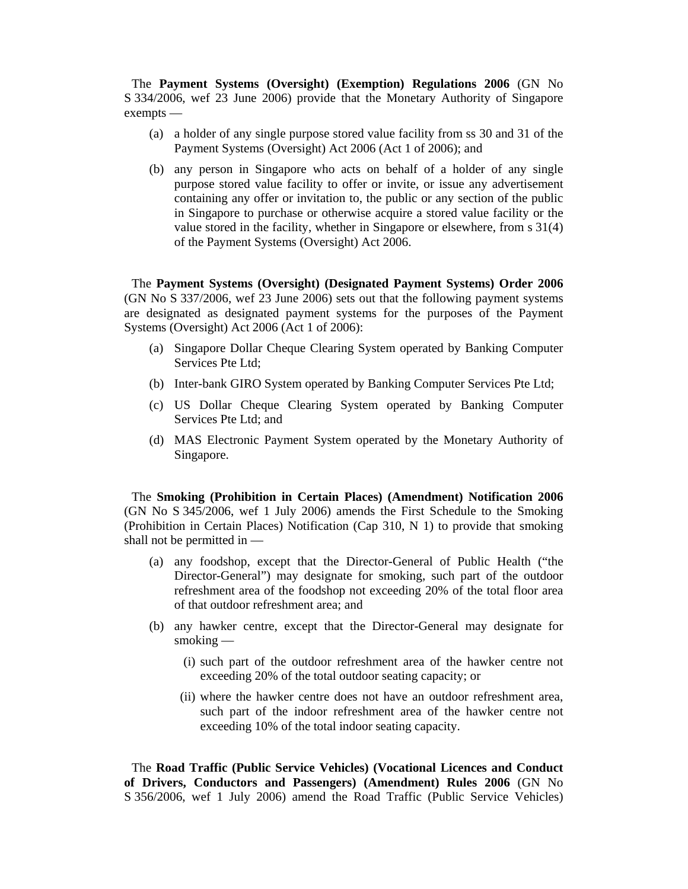The **Payment Systems (Oversight) (Exemption) Regulations 2006** (GN No S 334/2006, wef 23 June 2006) provide that the Monetary Authority of Singapore exempts —

(a) a holder of any single purpose stored value facility from ss 30 and 31 of the Payment Systems (Oversight) Act 2006 (Act 1 of 2006); and

(b) any person in Singapore who acts on behalf of a holder of any single purpose stored value facility to offer or invite, or issue any advertisement containing any offer or invitation to, the public or any section of the public in Singapore to purchase or otherwise acquire a stored value facility or the value stored in the facility, whether in Singapore or elsewhere, from s 31(4) of the Payment Systems (Oversight) Act 2006.

The **Payment Systems (Oversight) (Designated Payment Systems) Order 2006** (GN No S 337/2006, wef 23 June 2006) sets out that the following payment systems are designated as designated payment systems for the purposes of the Payment Systems (Oversight) Act 2006 (Act 1 of 2006):

(a) Singapore Dollar Cheque Clearing System operated by Banking Computer Services Pte Ltd;

(b) Inter-bank GIRO System operated by Banking Computer Services Pte Ltd;

(c) US Dollar Cheque Clearing System operated by Banking Computer Services Pte Ltd; and

(d) MAS Electronic Payment System operated by the Monetary Authority of Singapore.

The **Smoking (Prohibition in Certain Places) (Amendment) Notification 2006** (GN No S 345/2006, wef 1 July 2006) amends the First Schedule to the Smoking (Prohibition in Certain Places) Notification (Cap 310, N 1) to provide that smoking shall not be permitted in —

(a) any foodshop, except that the Director-General of Public Health ("the Director-General") may designate for smoking, such part of the outdoor refreshment area of the foodshop not exceeding 20% of the total floor area of that outdoor refreshment area; and

(b) any hawker centre, except that the Director-General may designate for smoking —

  (i) such part of the outdoor refreshment area of the hawker centre not exceeding 20% of the total outdoor seating capacity; or

  (ii) where the hawker centre does not have an outdoor refreshment area, such part of the indoor refreshment area of the hawker centre not exceeding 10% of the total indoor seating capacity.

The **Road Traffic (Public Service Vehicles) (Vocational Licences and Conduct of Drivers, Conductors and Passengers) (Amendment) Rules 2006** (GN No S 356/2006, wef 1 July 2006) amend the Road Traffic (Public Service Vehicles)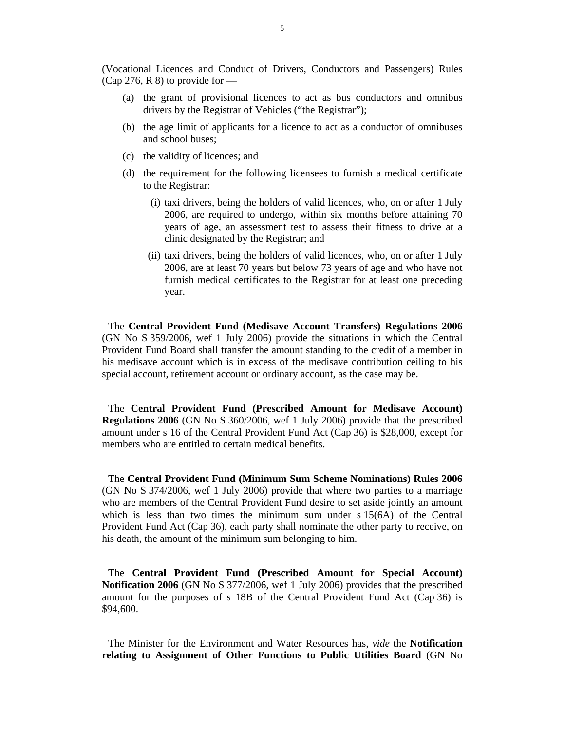(Vocational Licences and Conduct of Drivers, Conductors and Passengers) Rules (Cap 276, R 8) to provide for —

(a) the grant of provisional licences to act as bus conductors and omnibus drivers by the Registrar of Vehicles ("the Registrar");

(b) the age limit of applicants for a licence to act as a conductor of omnibuses and school buses;

(c) the validity of licences; and

(d) the requirement for the following licensees to furnish a medical certificate to the Registrar:

  (i) taxi drivers, being the holders of valid licences, who, on or after 1 July 2006, are required to undergo, within six months before attaining 70 years of age, an assessment test to assess their fitness to drive at a clinic designated by the Registrar; and

  (ii) taxi drivers, being the holders of valid licences, who, on or after 1 July 2006, are at least 70 years but below 73 years of age and who have not furnish medical certificates to the Registrar for at least one preceding year.

The **Central Provident Fund (Medisave Account Transfers) Regulations 2006** (GN No S 359/2006, wef 1 July 2006) provide the situations in which the Central Provident Fund Board shall transfer the amount standing to the credit of a member in his medisave account which is in excess of the medisave contribution ceiling to his special account, retirement account or ordinary account, as the case may be.

The **Central Provident Fund (Prescribed Amount for Medisave Account) Regulations 2006** (GN No S 360/2006, wef 1 July 2006) provide that the prescribed amount under s 16 of the Central Provident Fund Act (Cap 36) is $28,000, except for members who are entitled to certain medical benefits.

The **Central Provident Fund (Minimum Sum Scheme Nominations) Rules 2006** (GN No S 374/2006, wef 1 July 2006) provide that where two parties to a marriage who are members of the Central Provident Fund desire to set aside jointly an amount which is less than two times the minimum sum under s 15(6A) of the Central Provident Fund Act (Cap 36), each party shall nominate the other party to receive, on his death, the amount of the minimum sum belonging to him.

The **Central Provident Fund (Prescribed Amount for Special Account) Notification 2006** (GN No S 377/2006, wef 1 July 2006) provides that the prescribed amount for the purposes of s 18B of the Central Provident Fund Act (Cap 36) is $94,600.

The Minister for the Environment and Water Resources has, *vide* the **Notification relating to Assignment of Other Functions to Public Utilities Board** (GN No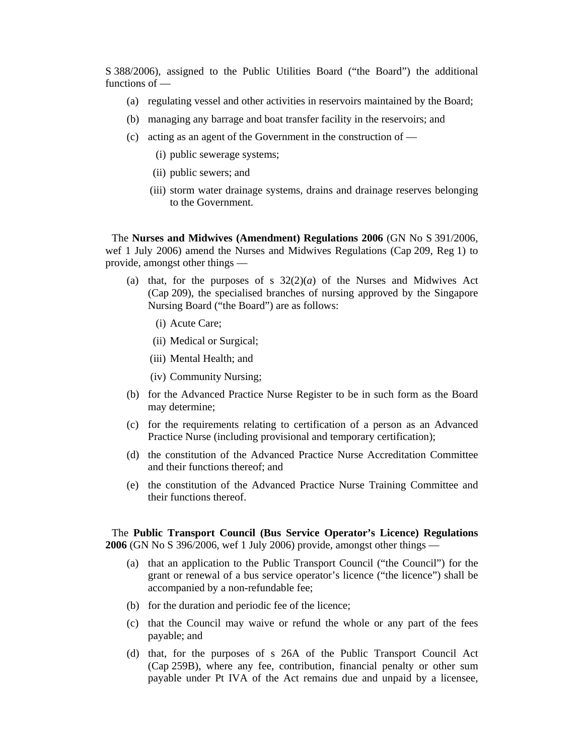S 388/2006), assigned to the Public Utilities Board ("the Board") the additional functions of —

(a) regulating vessel and other activities in reservoirs maintained by the Board;

(b) managing any barrage and boat transfer facility in the reservoirs; and

(c) acting as an agent of the Government in the construction of —

  (i) public sewerage systems;

  (ii) public sewers; and

  (iii) storm water drainage systems, drains and drainage reserves belonging to the Government.

The **Nurses and Midwives (Amendment) Regulations 2006** (GN No S 391/2006, wef 1 July 2006) amend the Nurses and Midwives Regulations (Cap 209, Reg 1) to provide, amongst other things —

(a) that, for the purposes of s 32(2)(*a*) of the Nurses and Midwives Act (Cap 209), the specialised branches of nursing approved by the Singapore Nursing Board ("the Board") are as follows:

  (i) Acute Care;

  (ii) Medical or Surgical;

  (iii) Mental Health; and

  (iv) Community Nursing;

(b) for the Advanced Practice Nurse Register to be in such form as the Board may determine;

(c) for the requirements relating to certification of a person as an Advanced Practice Nurse (including provisional and temporary certification);

(d) the constitution of the Advanced Practice Nurse Accreditation Committee and their functions thereof; and

(e) the constitution of the Advanced Practice Nurse Training Committee and their functions thereof.

The **Public Transport Council (Bus Service Operator's Licence) Regulations 2006** (GN No S 396/2006, wef 1 July 2006) provide, amongst other things —

(a) that an application to the Public Transport Council ("the Council") for the grant or renewal of a bus service operator's licence ("the licence") shall be accompanied by a non-refundable fee;

(b) for the duration and periodic fee of the licence;

(c) that the Council may waive or refund the whole or any part of the fees payable; and

(d) that, for the purposes of s 26A of the Public Transport Council Act (Cap 259B), where any fee, contribution, financial penalty or other sum payable under Pt IVA of the Act remains due and unpaid by a licensee,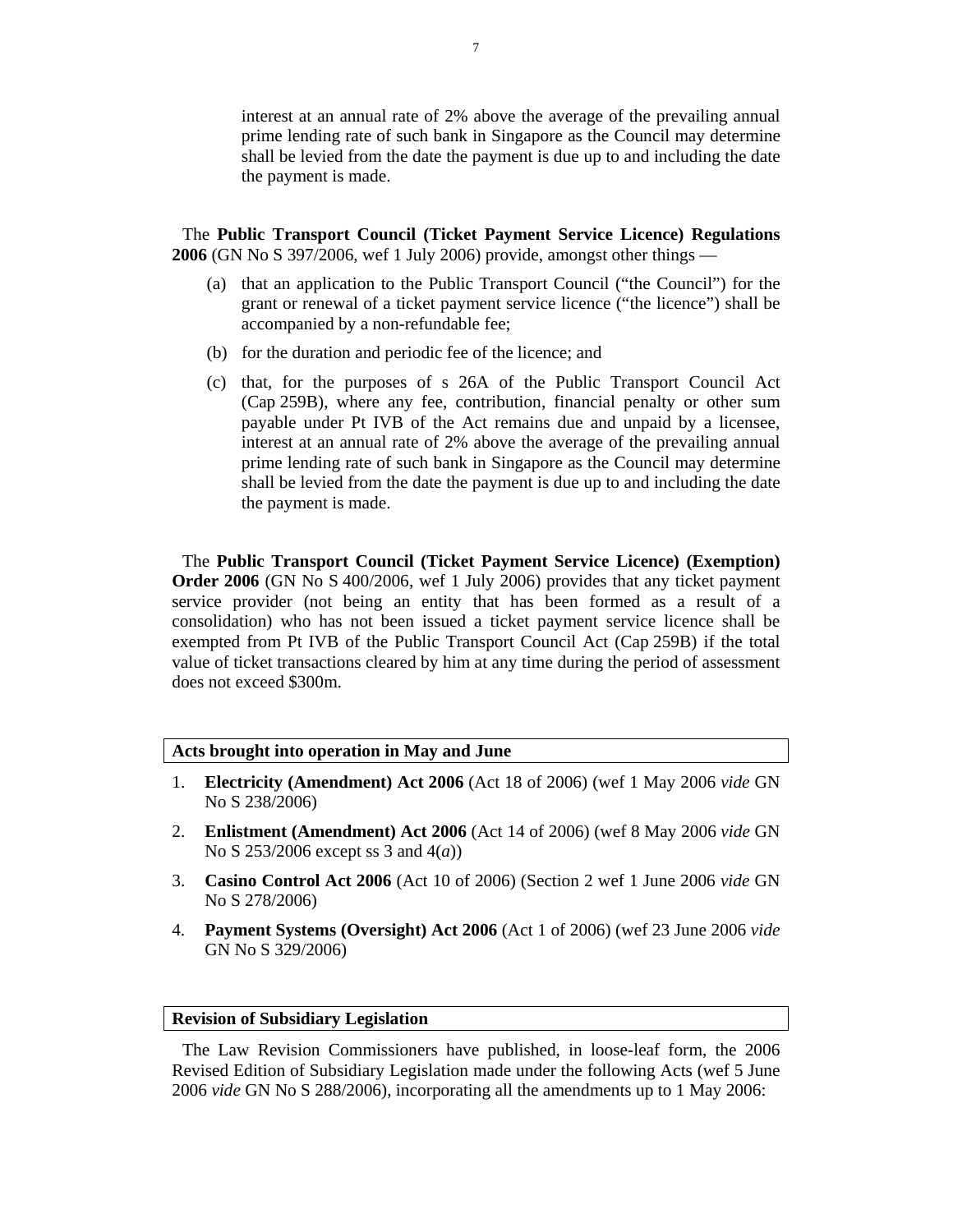interest at an annual rate of 2% above the average of the prevailing annual prime lending rate of such bank in Singapore as the Council may determine shall be levied from the date the payment is due up to and including the date the payment is made.

The **Public Transport Council (Ticket Payment Service Licence) Regulations 2006** (GN No S 397/2006, wef 1 July 2006) provide, amongst other things —

(a) that an application to the Public Transport Council ("the Council") for the grant or renewal of a ticket payment service licence ("the licence") shall be accompanied by a non-refundable fee;

(b) for the duration and periodic fee of the licence; and

(c) that, for the purposes of s 26A of the Public Transport Council Act (Cap 259B), where any fee, contribution, financial penalty or other sum payable under Pt IVB of the Act remains due and unpaid by a licensee, interest at an annual rate of 2% above the average of the prevailing annual prime lending rate of such bank in Singapore as the Council may determine shall be levied from the date the payment is due up to and including the date the payment is made.

The **Public Transport Council (Ticket Payment Service Licence) (Exemption) Order 2006** (GN No S 400/2006, wef 1 July 2006) provides that any ticket payment service provider (not being an entity that has been formed as a result of a consolidation) who has not been issued a ticket payment service licence shall be exempted from Pt IVB of the Public Transport Council Act (Cap 259B) if the total value of ticket transactions cleared by him at any time during the period of assessment does not exceed $300m.

## Acts brought into operation in May and June

1. **Electricity (Amendment) Act 2006** (Act 18 of 2006) (wef 1 May 2006 *vide* GN No S 238/2006)
2. **Enlistment (Amendment) Act 2006** (Act 14 of 2006) (wef 8 May 2006 *vide* GN No S 253/2006 except ss 3 and 4(*a*))
3. **Casino Control Act 2006** (Act 10 of 2006) (Section 2 wef 1 June 2006 *vide* GN No S 278/2006)
4. **Payment Systems (Oversight) Act 2006** (Act 1 of 2006) (wef 23 June 2006 *vide* GN No S 329/2006)

## Revision of Subsidiary Legislation

The Law Revision Commissioners have published, in loose-leaf form, the 2006 Revised Edition of Subsidiary Legislation made under the following Acts (wef 5 June 2006 *vide* GN No S 288/2006), incorporating all the amendments up to 1 May 2006: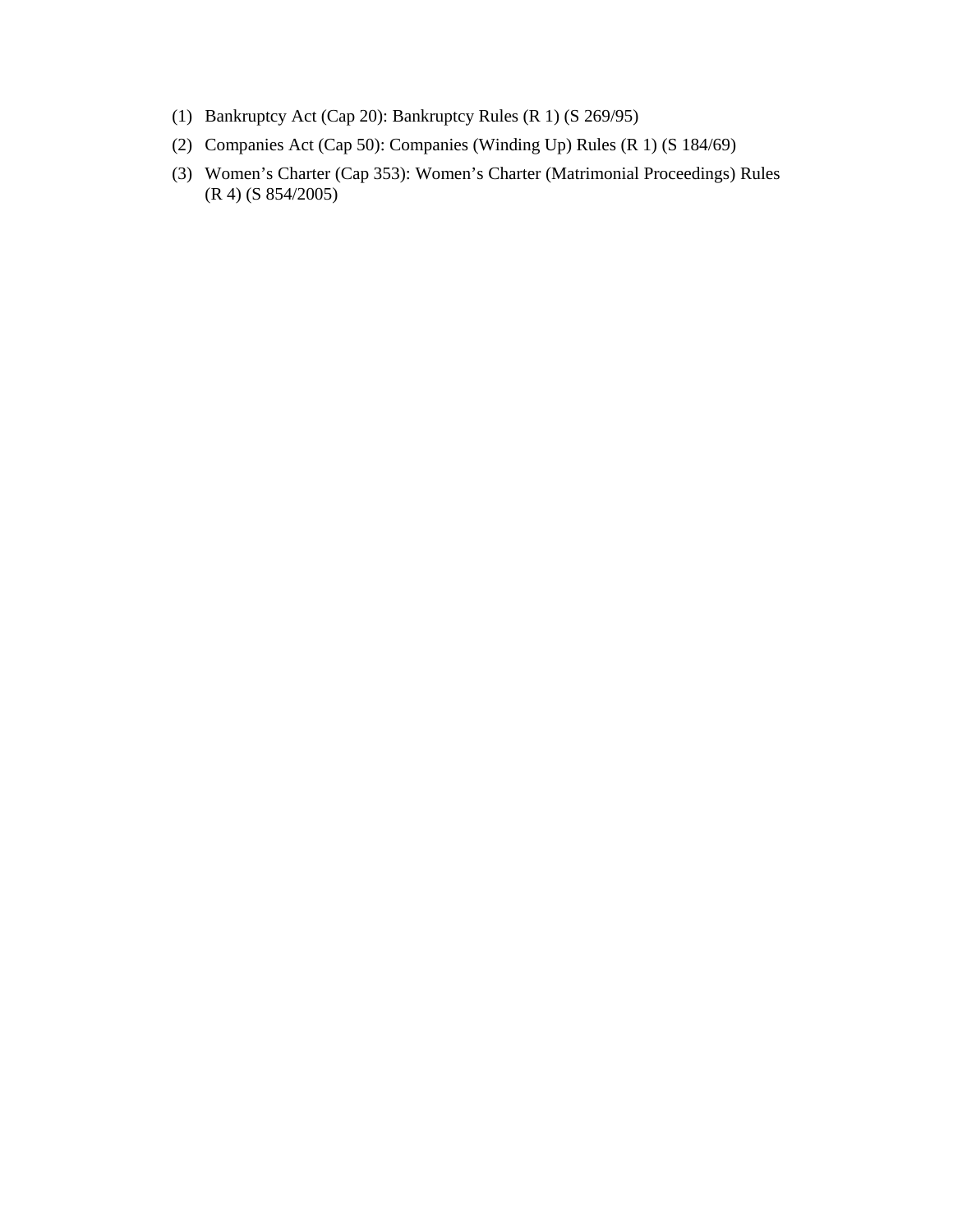(1) Bankruptcy Act (Cap 20): Bankruptcy Rules (R 1) (S 269/95)

(2) Companies Act (Cap 50): Companies (Winding Up) Rules (R 1) (S 184/69)

(3) Women's Charter (Cap 353): Women's Charter (Matrimonial Proceedings) Rules (R 4) (S 854/2005)